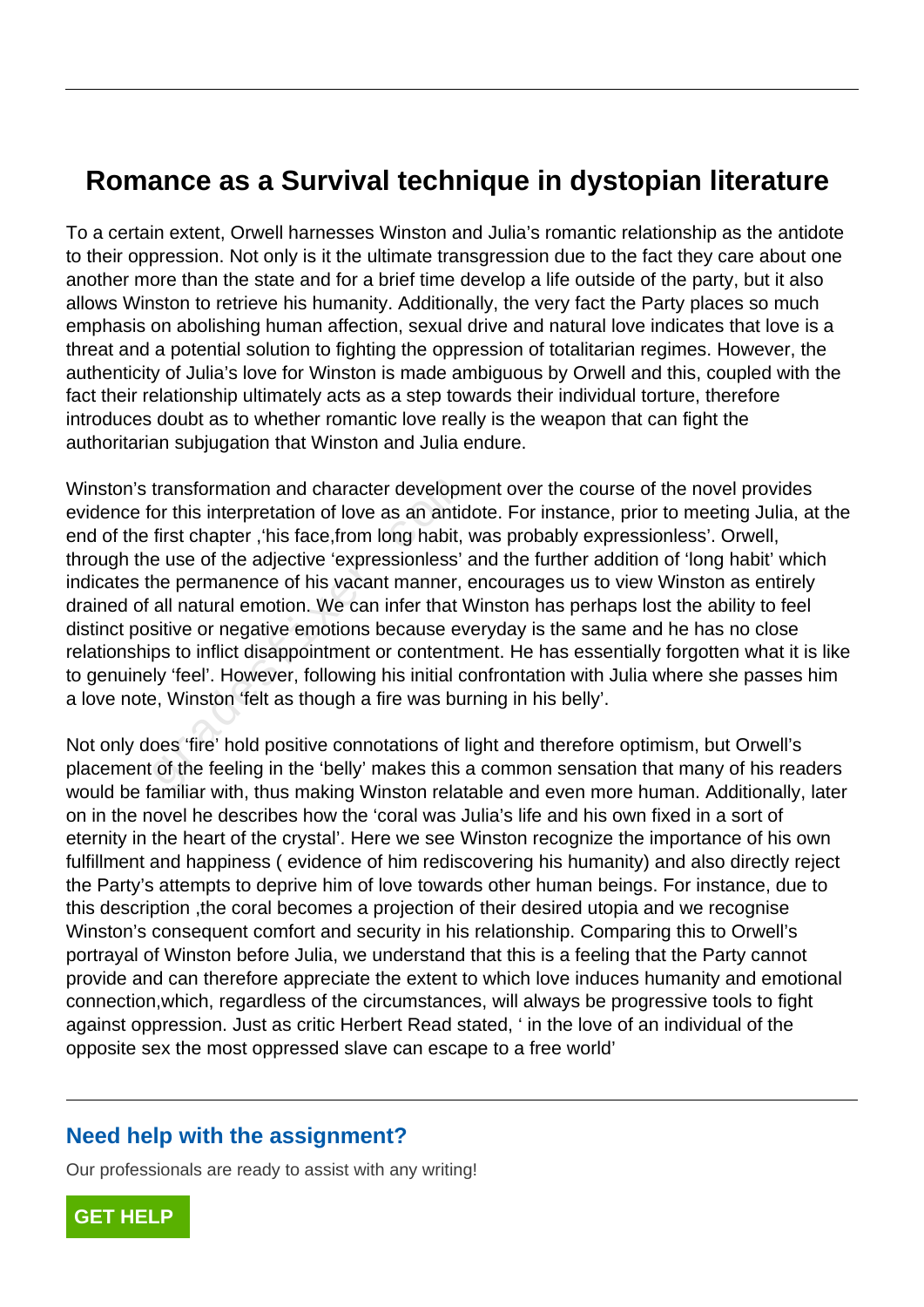# Romance as a Survival technique in dystopian literature

To a certain extent, Orwell harnesses Winston and Julia's romantic relationship as the antidote to their oppression. Not only is it the ultimate transgression due to the fact they care about one another more than the state and for a brief time develop a life outside of the party, but it also allows Winston to retrieve his humanity. Additionally, the very fact the Party places so much emphasis on abolishing human affection, sexual drive and natural love indicates that love is a threat and a potential solution to fighting the oppression of totalitarian regimes. However, the authenticity of Julia's love for Winston is made ambiguous by Orwell and this, coupled with the fact their relationship ultimately acts as a step towards their individual torture, therefore introduces doubt as to whether romantic love really is the weapon that can fight the authoritarian subjugation that Winston and Julia endure.

Winston's transformation and character development over the course of the novel provides evidence for this interpretation of love as an antidote. For instance, prior to meeting Julia, at the end of the first chapter ,'his face,from long habit, was probably expressionless'. Orwell, through the use of the adjective 'expressionless' and the further addition of 'long habit' which indicates the permanence of his vacant manner, encourages us to view Winston as entirely drained of all natural emotion. We can infer that Winston has perhaps lost the ability to feel distinct positive or negative emotions because everyday is the same and he has no close relationships to inflict disappointment or contentment. He has essentially forgotten what it is like to genuinely 'feel'. However, following his initial confrontation with Julia where she passes him a love note, Winston 'felt as though a fire was burning in his belly'.

Not only does 'fire' hold positive connotations of light and therefore optimism, but Orwell's placement of the feeling in the 'belly' makes this a common sensation that many of his readers would be familiar with, thus making Winston relatable and even more human. Additionally, later on in the novel he describes how the 'coral was Julia's life and his own fixed in a sort of eternity in the heart of the crystal'. Here we see Winston recognize the importance of his own fulfillment and happiness ( evidence of him rediscovering his humanity) and also directly reject the Party's attempts to deprive him of love towards other human beings. For instance, due to this description ,the coral becomes a projection of their desired utopia and we recognise Winston's consequent comfort and security in his relationship. Comparing this to Orwell's portrayal of Winston before Julia, we understand that this is a feeling that the Party cannot provide and can therefore appreciate the extent to which love induces humanity and emotional connection,which, regardless of the circumstances, will always be progressive tools to fight against oppression. Just as critic Herbert Read stated, ' in the love of an individual of the opposite sex the most oppressed slave can escape to a free world'

## Need help with the assignment?

Our professionals are ready to assist with any writing!

GET HELP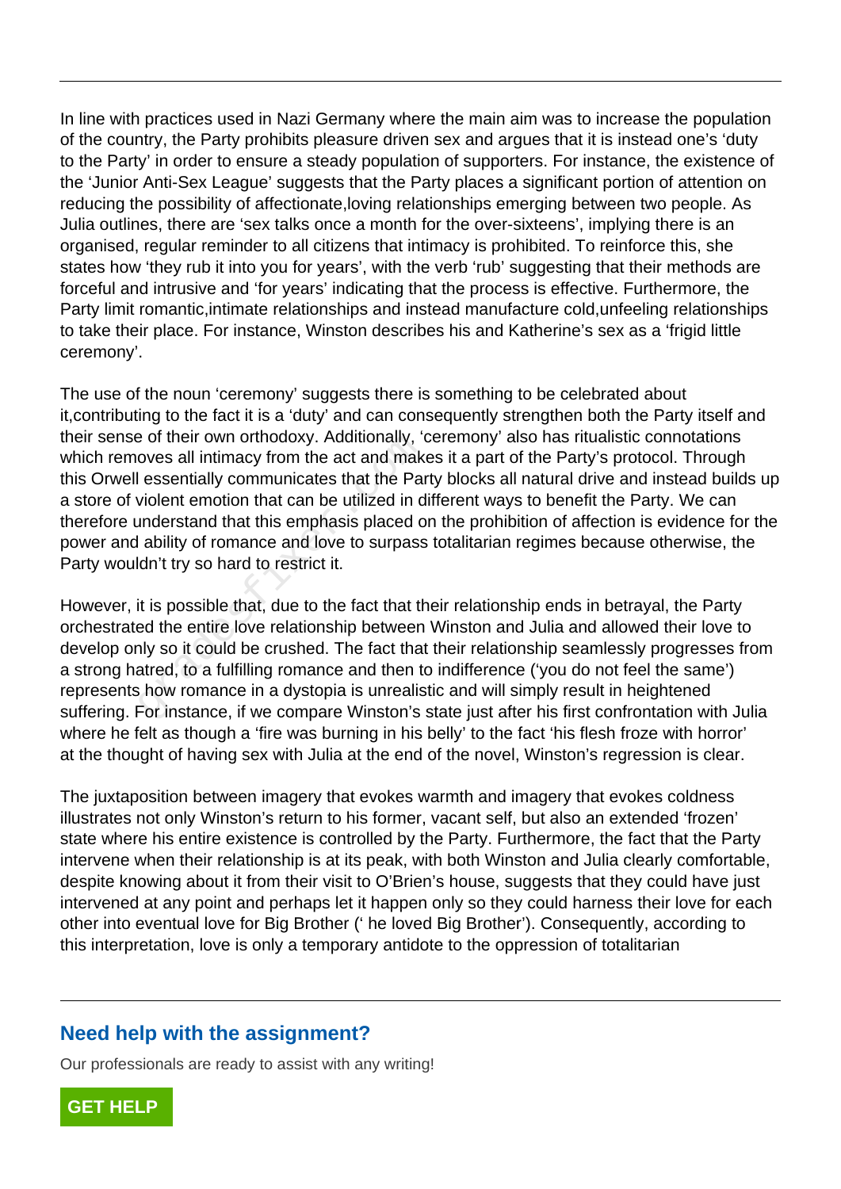In line with practices used in Nazi Germany where the main aim was to increase the population of the country, the Party prohibits pleasure driven sex and argues that it is instead one's 'duty to the Party' in order to ensure a steady population of supporters. For instance, the existence of the 'Junior Anti-Sex League' suggests that the Party places a significant portion of attention on reducing the possibility of affectionate,loving relationships emerging between two people. As Julia outlines, there are 'sex talks once a month for the over-sixteens', implying there is an organised, regular reminder to all citizens that intimacy is prohibited. To reinforce this, she states how 'they rub it into you for years', with the verb 'rub' suggesting that their methods are forceful and intrusive and 'for years' indicating that the process is effective. Furthermore, the Party limit romantic,intimate relationships and instead manufacture cold,unfeeling relationships to take their place. For instance, Winston describes his and Katherine's sex as a 'frigid little ceremony'.

The use of the noun 'ceremony' suggests there is something to be celebrated about it,contributing to the fact it is a 'duty' and can consequently strengthen both the Party itself and their sense of their own orthodoxy. Additionally, 'ceremony' also has ritualistic connotations which removes all intimacy from the act and makes it a part of the Party's protocol. Through this Orwell essentially communicates that the Party blocks all natural drive and instead builds up a store of violent emotion that can be utilized in different ways to benefit the Party. We can therefore understand that this emphasis placed on the prohibition of affection is evidence for the power and ability of romance and love to surpass totalitarian regimes because otherwise, the Party wouldn't try so hard to restrict it.

However, it is possible that, due to the fact that their relationship ends in betrayal, the Party orchestrated the entire love relationship between Winston and Julia and allowed their love to develop only so it could be crushed. The fact that their relationship seamlessly progresses from a strong hatred, to a fulfilling romance and then to indifference ('you do not feel the same') represents how romance in a dystopia is unrealistic and will simply result in heightened suffering. For instance, if we compare Winston's state just after his first confrontation with Julia where he felt as though a 'fire was burning in his belly' to the fact 'his flesh froze with horror' at the thought of having sex with Julia at the end of the novel, Winston's regression is clear.

The juxtaposition between imagery that evokes warmth and imagery that evokes coldness illustrates not only Winston's return to his former, vacant self, but also an extended 'frozen' state where his entire existence is controlled by the Party. Furthermore, the fact that the Party intervene when their relationship is at its peak, with both Winston and Julia clearly comfortable, despite knowing about it from their visit to O'Brien's house, suggests that they could have just intervened at any point and perhaps let it happen only so they could harness their love for each other into eventual love for Big Brother (' he loved Big Brother'). Consequently, according to this interpretation, love is only a temporary antidote to the oppression of totalitarian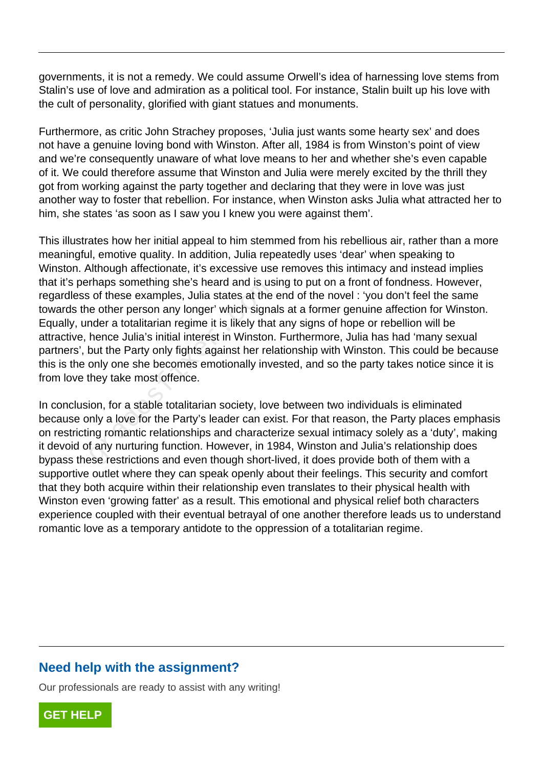governments, it is not a remedy. We could assume Orwell's idea of harnessing love stems from Stalin's use of love and admiration as a political tool. For instance, Stalin built up his love with the cult of personality, glorified with giant statues and monuments.

Furthermore, as critic John Strachey proposes, 'Julia just wants some hearty sex' and does not have a genuine loving bond with Winston. After all, 1984 is from Winston's point of view and we're consequently unaware of what love means to her and whether she's even capable of it. We could therefore assume that Winston and Julia were merely excited by the thrill they got from working against the party together and declaring that they were in love was just another way to foster that rebellion. For instance, when Winston asks Julia what attracted her to him, she states 'as soon as I saw you I knew you were against them'.

This illustrates how her initial appeal to him stemmed from his rebellious air, rather than a more meaningful, emotive quality. In addition, Julia repeatedly uses 'dear' when speaking to Winston. Although affectionate, it's excessive use removes this intimacy and instead implies that it's perhaps something she's heard and is using to put on a front of fondness. However, regardless of these examples, Julia states at the end of the novel : 'you don't feel the same towards the other person any longer' which signals at a former genuine affection for Winston. Equally, under a totalitarian regime it is likely that any signs of hope or rebellion will be attractive, hence Julia's initial interest in Winston. Furthermore, Julia has had 'many sexual partners', but the Party only fights against her relationship with Winston. This could be because this is the only one she becomes emotionally invested, and so the party takes notice since it is from love they take most offence.

In conclusion, for a stable totalitarian society, love between two individuals is eliminated because only a love for the Party's leader can exist. For that reason, the Party places emphasis on restricting romantic relationships and characterize sexual intimacy solely as a 'duty', making it devoid of any nurturing function. However, in 1984, Winston and Julia's relationship does bypass these restrictions and even though short-lived, it does provide both of them with a supportive outlet where they can speak openly about their feelings. This security and comfort that they both acquire within their relationship even translates to their physical health with Winston even 'growing fatter' as a result. This emotional and physical relief both characters experience coupled with their eventual betrayal of one another therefore leads us to understand romantic love as a temporary antidote to the oppression of a totalitarian regime.